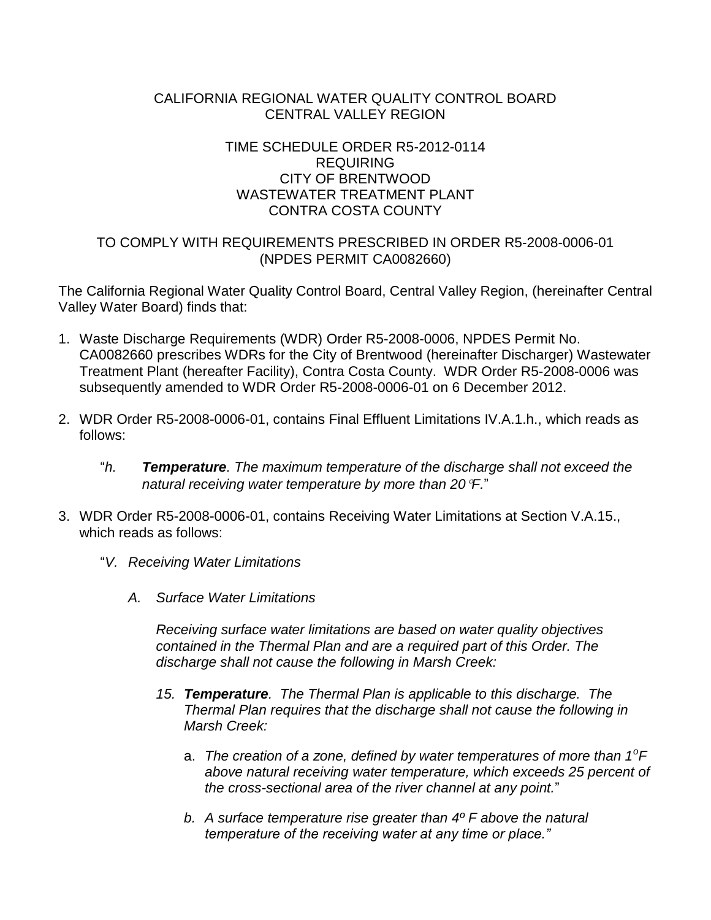CALIFORNIA REGIONAL WATER QUALITY CONTROL BOARD
CENTRAL VALLEY REGION

TIME SCHEDULE ORDER R5-2012-0114
REQUIRING
CITY OF BRENTWOOD
WASTEWATER TREATMENT PLANT
CONTRA COSTA COUNTY

TO COMPLY WITH REQUIREMENTS PRESCRIBED IN ORDER R5-2008-0006-01
(NPDES PERMIT CA0082660)

The California Regional Water Quality Control Board, Central Valley Region, (hereinafter Central Valley Water Board) finds that:

1. Waste Discharge Requirements (WDR) Order R5-2008-0006, NPDES Permit No. CA0082660 prescribes WDRs for the City of Brentwood (hereinafter Discharger) Wastewater Treatment Plant (hereafter Facility), Contra Costa County. WDR Order R5-2008-0006 was subsequently amended to WDR Order R5-2008-0006-01 on 6 December 2012.

2. WDR Order R5-2008-0006-01, contains Final Effluent Limitations IV.A.1.h., which reads as follows:

   "*h.* ***Temperature****. The maximum temperature of the discharge shall not exceed the natural receiving water temperature by more than 20°F.*"

3. WDR Order R5-2008-0006-01, contains Receiving Water Limitations at Section V.A.15., which reads as follows:

   "*V. Receiving Water Limitations*

   *A. Surface Water Limitations*

   *Receiving surface water limitations are based on water quality objectives contained in the Thermal Plan and are a required part of this Order. The discharge shall not cause the following in Marsh Creek:*

   *15.* ***Temperature****. The Thermal Plan is applicable to this discharge. The Thermal Plan requires that the discharge shall not cause the following in Marsh Creek:*

   a. *The creation of a zone, defined by water temperatures of more than 1°F above natural receiving water temperature, which exceeds 25 percent of the cross-sectional area of the river channel at any point.*"

   *b. A surface temperature rise greater than 4° F above the natural temperature of the receiving water at any time or place."*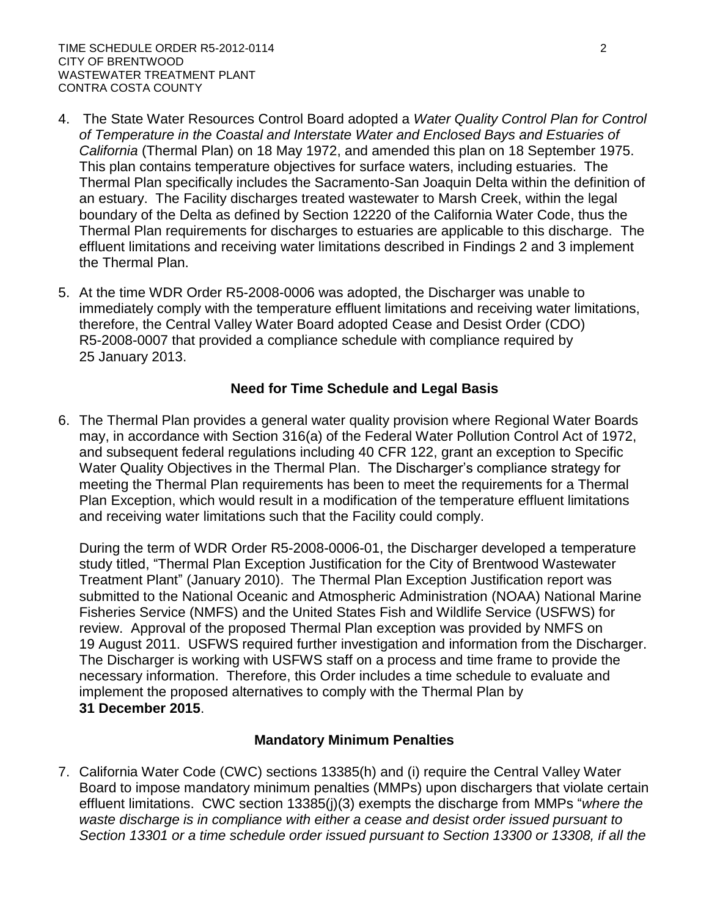4. The State Water Resources Control Board adopted a *Water Quality Control Plan for Control of Temperature in the Coastal and Interstate Water and Enclosed Bays and Estuaries of California* (Thermal Plan) on 18 May 1972, and amended this plan on 18 September 1975. This plan contains temperature objectives for surface waters, including estuaries. The Thermal Plan specifically includes the Sacramento-San Joaquin Delta within the definition of an estuary. The Facility discharges treated wastewater to Marsh Creek, within the legal boundary of the Delta as defined by Section 12220 of the California Water Code, thus the Thermal Plan requirements for discharges to estuaries are applicable to this discharge. The effluent limitations and receiving water limitations described in Findings 2 and 3 implement the Thermal Plan.

5. At the time WDR Order R5-2008-0006 was adopted, the Discharger was unable to immediately comply with the temperature effluent limitations and receiving water limitations, therefore, the Central Valley Water Board adopted Cease and Desist Order (CDO) R5-2008-0007 that provided a compliance schedule with compliance required by 25 January 2013.

### Need for Time Schedule and Legal Basis

6. The Thermal Plan provides a general water quality provision where Regional Water Boards may, in accordance with Section 316(a) of the Federal Water Pollution Control Act of 1972, and subsequent federal regulations including 40 CFR 122, grant an exception to Specific Water Quality Objectives in the Thermal Plan. The Discharger's compliance strategy for meeting the Thermal Plan requirements has been to meet the requirements for a Thermal Plan Exception, which would result in a modification of the temperature effluent limitations and receiving water limitations such that the Facility could comply.

   During the term of WDR Order R5-2008-0006-01, the Discharger developed a temperature study titled, "Thermal Plan Exception Justification for the City of Brentwood Wastewater Treatment Plant" (January 2010). The Thermal Plan Exception Justification report was submitted to the National Oceanic and Atmospheric Administration (NOAA) National Marine Fisheries Service (NMFS) and the United States Fish and Wildlife Service (USFWS) for review. Approval of the proposed Thermal Plan exception was provided by NMFS on 19 August 2011. USFWS required further investigation and information from the Discharger. The Discharger is working with USFWS staff on a process and time frame to provide the necessary information. Therefore, this Order includes a time schedule to evaluate and implement the proposed alternatives to comply with the Thermal Plan by **31 December 2015**.

### Mandatory Minimum Penalties

7. California Water Code (CWC) sections 13385(h) and (i) require the Central Valley Water Board to impose mandatory minimum penalties (MMPs) upon dischargers that violate certain effluent limitations. CWC section 13385(j)(3) exempts the discharge from MMPs "*where the waste discharge is in compliance with either a cease and desist order issued pursuant to Section 13301 or a time schedule order issued pursuant to Section 13300 or 13308, if all the*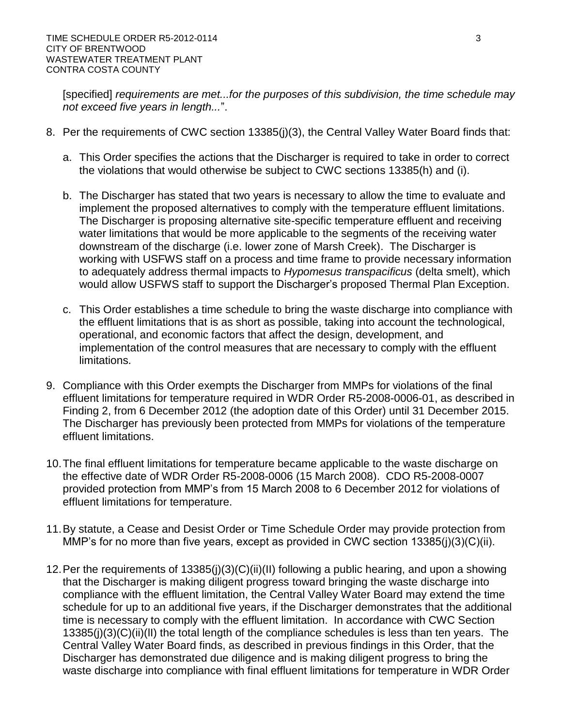[specified] *requirements are met...for the purposes of this subdivision, the time schedule may not exceed five years in length...*".

8. Per the requirements of CWC section 13385(j)(3), the Central Valley Water Board finds that:

   a. This Order specifies the actions that the Discharger is required to take in order to correct the violations that would otherwise be subject to CWC sections 13385(h) and (i).

   b. The Discharger has stated that two years is necessary to allow the time to evaluate and implement the proposed alternatives to comply with the temperature effluent limitations. The Discharger is proposing alternative site-specific temperature effluent and receiving water limitations that would be more applicable to the segments of the receiving water downstream of the discharge (i.e. lower zone of Marsh Creek). The Discharger is working with USFWS staff on a process and time frame to provide necessary information to adequately address thermal impacts to *Hypomesus transpacificus* (delta smelt), which would allow USFWS staff to support the Discharger's proposed Thermal Plan Exception.

   c. This Order establishes a time schedule to bring the waste discharge into compliance with the effluent limitations that is as short as possible, taking into account the technological, operational, and economic factors that affect the design, development, and implementation of the control measures that are necessary to comply with the effluent limitations.

9. Compliance with this Order exempts the Discharger from MMPs for violations of the final effluent limitations for temperature required in WDR Order R5-2008-0006-01, as described in Finding 2, from 6 December 2012 (the adoption date of this Order) until 31 December 2015. The Discharger has previously been protected from MMPs for violations of the temperature effluent limitations.

10. The final effluent limitations for temperature became applicable to the waste discharge on the effective date of WDR Order R5-2008-0006 (15 March 2008). CDO R5-2008-0007 provided protection from MMP's from 15 March 2008 to 6 December 2012 for violations of effluent limitations for temperature.

11. By statute, a Cease and Desist Order or Time Schedule Order may provide protection from MMP's for no more than five years, except as provided in CWC section 13385(j)(3)(C)(ii).

12. Per the requirements of 13385(j)(3)(C)(ii)(II) following a public hearing, and upon a showing that the Discharger is making diligent progress toward bringing the waste discharge into compliance with the effluent limitation, the Central Valley Water Board may extend the time schedule for up to an additional five years, if the Discharger demonstrates that the additional time is necessary to comply with the effluent limitation. In accordance with CWC Section 13385(j)(3)(C)(ii)(II) the total length of the compliance schedules is less than ten years. The Central Valley Water Board finds, as described in previous findings in this Order, that the Discharger has demonstrated due diligence and is making diligent progress to bring the waste discharge into compliance with final effluent limitations for temperature in WDR Order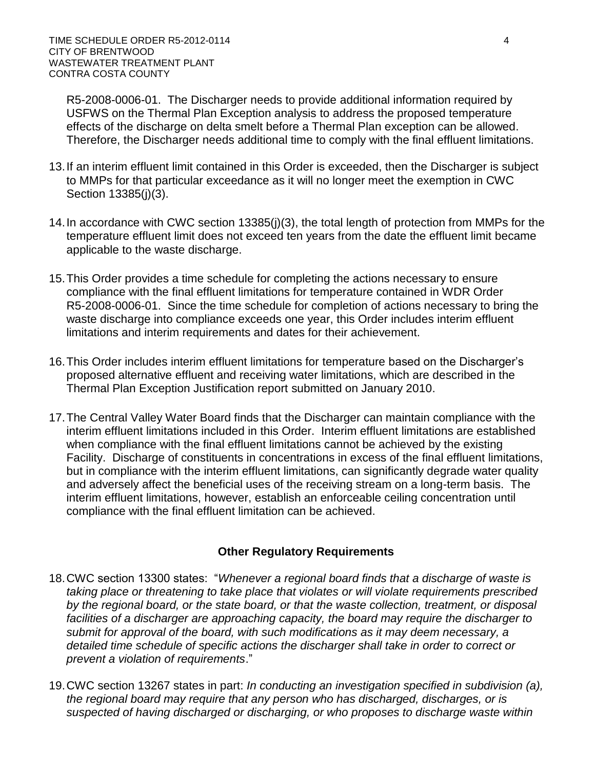R5-2008-0006-01. The Discharger needs to provide additional information required by USFWS on the Thermal Plan Exception analysis to address the proposed temperature effects of the discharge on delta smelt before a Thermal Plan exception can be allowed. Therefore, the Discharger needs additional time to comply with the final effluent limitations.

13. If an interim effluent limit contained in this Order is exceeded, then the Discharger is subject to MMPs for that particular exceedance as it will no longer meet the exemption in CWC Section 13385(j)(3).

14. In accordance with CWC section 13385(j)(3), the total length of protection from MMPs for the temperature effluent limit does not exceed ten years from the date the effluent limit became applicable to the waste discharge.

15. This Order provides a time schedule for completing the actions necessary to ensure compliance with the final effluent limitations for temperature contained in WDR Order R5-2008-0006-01. Since the time schedule for completion of actions necessary to bring the waste discharge into compliance exceeds one year, this Order includes interim effluent limitations and interim requirements and dates for their achievement.

16. This Order includes interim effluent limitations for temperature based on the Discharger's proposed alternative effluent and receiving water limitations, which are described in the Thermal Plan Exception Justification report submitted on January 2010.

17. The Central Valley Water Board finds that the Discharger can maintain compliance with the interim effluent limitations included in this Order. Interim effluent limitations are established when compliance with the final effluent limitations cannot be achieved by the existing Facility. Discharge of constituents in concentrations in excess of the final effluent limitations, but in compliance with the interim effluent limitations, can significantly degrade water quality and adversely affect the beneficial uses of the receiving stream on a long-term basis. The interim effluent limitations, however, establish an enforceable ceiling concentration until compliance with the final effluent limitation can be achieved.

### Other Regulatory Requirements

18. CWC section 13300 states: "*Whenever a regional board finds that a discharge of waste is taking place or threatening to take place that violates or will violate requirements prescribed by the regional board, or the state board, or that the waste collection, treatment, or disposal facilities of a discharger are approaching capacity, the board may require the discharger to submit for approval of the board, with such modifications as it may deem necessary, a detailed time schedule of specific actions the discharger shall take in order to correct or prevent a violation of requirements*."

19. CWC section 13267 states in part: *In conducting an investigation specified in subdivision (a), the regional board may require that any person who has discharged, discharges, or is suspected of having discharged or discharging, or who proposes to discharge waste within*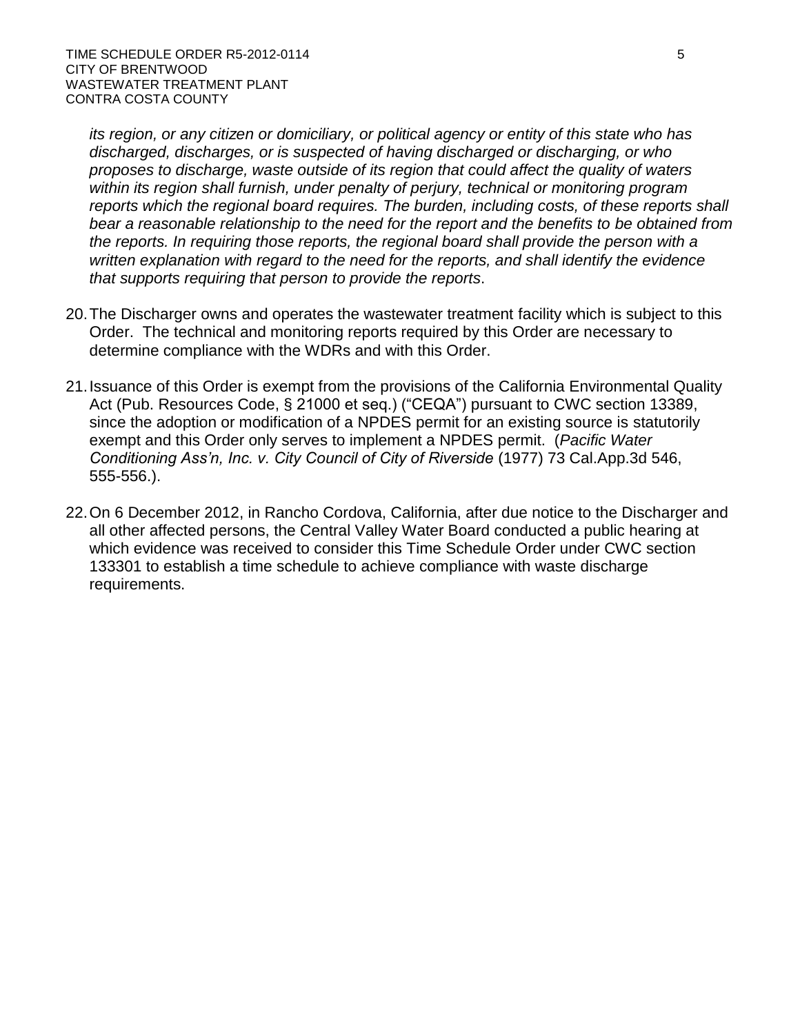*its region, or any citizen or domiciliary, or political agency or entity of this state who has discharged, discharges, or is suspected of having discharged or discharging, or who proposes to discharge, waste outside of its region that could affect the quality of waters within its region shall furnish, under penalty of perjury, technical or monitoring program reports which the regional board requires. The burden, including costs, of these reports shall bear a reasonable relationship to the need for the report and the benefits to be obtained from the reports. In requiring those reports, the regional board shall provide the person with a written explanation with regard to the need for the reports, and shall identify the evidence that supports requiring that person to provide the reports*.

20. The Discharger owns and operates the wastewater treatment facility which is subject to this Order. The technical and monitoring reports required by this Order are necessary to determine compliance with the WDRs and with this Order.

21. Issuance of this Order is exempt from the provisions of the California Environmental Quality Act (Pub. Resources Code, § 21000 et seq.) ("CEQA") pursuant to CWC section 13389, since the adoption or modification of a NPDES permit for an existing source is statutorily exempt and this Order only serves to implement a NPDES permit. (*Pacific Water Conditioning Ass'n, Inc. v. City Council of City of Riverside* (1977) 73 Cal.App.3d 546, 555-556.).

22. On 6 December 2012, in Rancho Cordova, California, after due notice to the Discharger and all other affected persons, the Central Valley Water Board conducted a public hearing at which evidence was received to consider this Time Schedule Order under CWC section 133301 to establish a time schedule to achieve compliance with waste discharge requirements.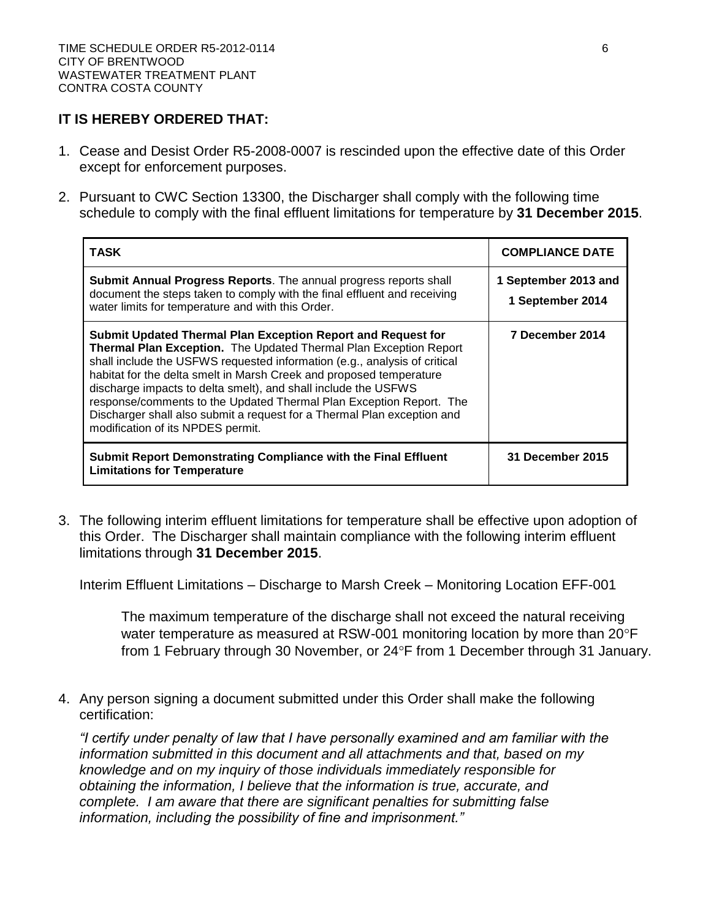**IT IS HEREBY ORDERED THAT:**

1. Cease and Desist Order R5-2008-0007 is rescinded upon the effective date of this Order except for enforcement purposes.

2. Pursuant to CWC Section 13300, the Discharger shall comply with the following time schedule to comply with the final effluent limitations for temperature by **31 December 2015**.

| TASK | COMPLIANCE DATE |
|---|---|
| **Submit Annual Progress Reports**. The annual progress reports shall document the steps taken to comply with the final effluent and receiving water limits for temperature and with this Order. | **1 September 2013 and 1 September 2014** |
| **Submit Updated Thermal Plan Exception Report and Request for Thermal Plan Exception.** The Updated Thermal Plan Exception Report shall include the USFWS requested information (e.g., analysis of critical habitat for the delta smelt in Marsh Creek and proposed temperature discharge impacts to delta smelt), and shall include the USFWS response/comments to the Updated Thermal Plan Exception Report. The Discharger shall also submit a request for a Thermal Plan exception and modification of its NPDES permit. | **7 December 2014** |
| **Submit Report Demonstrating Compliance with the Final Effluent Limitations for Temperature** | **31 December 2015** |

3. The following interim effluent limitations for temperature shall be effective upon adoption of this Order. The Discharger shall maintain compliance with the following interim effluent limitations through **31 December 2015**.

   Interim Effluent Limitations – Discharge to Marsh Creek – Monitoring Location EFF-001

   The maximum temperature of the discharge shall not exceed the natural receiving water temperature as measured at RSW-001 monitoring location by more than 20°F from 1 February through 30 November, or 24°F from 1 December through 31 January.

4. Any person signing a document submitted under this Order shall make the following certification:

   *"I certify under penalty of law that I have personally examined and am familiar with the information submitted in this document and all attachments and that, based on my knowledge and on my inquiry of those individuals immediately responsible for obtaining the information, I believe that the information is true, accurate, and complete. I am aware that there are significant penalties for submitting false information, including the possibility of fine and imprisonment."*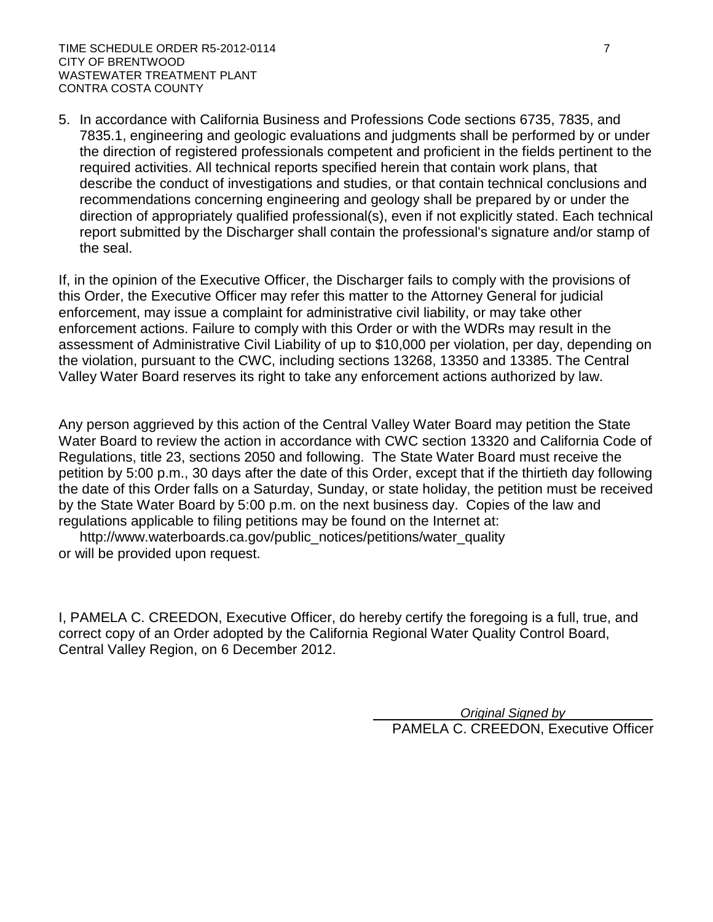5. In accordance with California Business and Professions Code sections 6735, 7835, and 7835.1, engineering and geologic evaluations and judgments shall be performed by or under the direction of registered professionals competent and proficient in the fields pertinent to the required activities. All technical reports specified herein that contain work plans, that describe the conduct of investigations and studies, or that contain technical conclusions and recommendations concerning engineering and geology shall be prepared by or under the direction of appropriately qualified professional(s), even if not explicitly stated. Each technical report submitted by the Discharger shall contain the professional's signature and/or stamp of the seal.

If, in the opinion of the Executive Officer, the Discharger fails to comply with the provisions of this Order, the Executive Officer may refer this matter to the Attorney General for judicial enforcement, may issue a complaint for administrative civil liability, or may take other enforcement actions. Failure to comply with this Order or with the WDRs may result in the assessment of Administrative Civil Liability of up to $10,000 per violation, per day, depending on the violation, pursuant to the CWC, including sections 13268, 13350 and 13385. The Central Valley Water Board reserves its right to take any enforcement actions authorized by law.

Any person aggrieved by this action of the Central Valley Water Board may petition the State Water Board to review the action in accordance with CWC section 13320 and California Code of Regulations, title 23, sections 2050 and following. The State Water Board must receive the petition by 5:00 p.m., 30 days after the date of this Order, except that if the thirtieth day following the date of this Order falls on a Saturday, Sunday, or state holiday, the petition must be received by the State Water Board by 5:00 p.m. on the next business day. Copies of the law and regulations applicable to filing petitions may be found on the Internet at:
http://www.waterboards.ca.gov/public_notices/petitions/water_quality
or will be provided upon request.

I, PAMELA C. CREEDON, Executive Officer, do hereby certify the foregoing is a full, true, and correct copy of an Order adopted by the California Regional Water Quality Control Board, Central Valley Region, on 6 December 2012.

*Original Signed by*
PAMELA C. CREEDON, Executive Officer